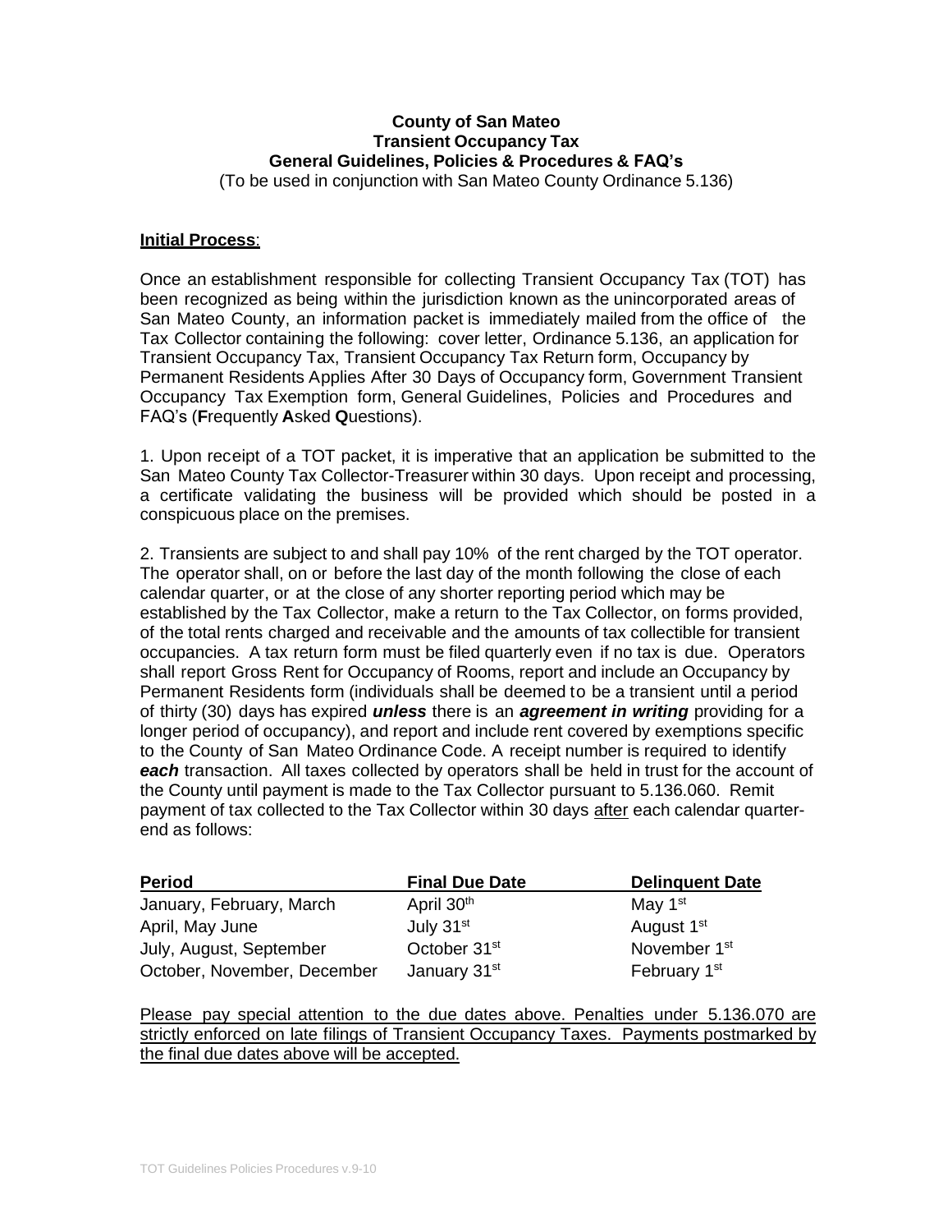# County of San Mateo
## Transient Occupancy Tax
## General Guidelines, Policies & Procedures & FAQ's

(To be used in conjunction with San Mateo County Ordinance 5.136)

**Initial Process**:

Once an establishment responsible for collecting Transient Occupancy Tax (TOT) has been recognized as being within the jurisdiction known as the unincorporated areas of San Mateo County, an information packet is immediately mailed from the office of the Tax Collector containing the following: cover letter, Ordinance 5.136, an application for Transient Occupancy Tax, Transient Occupancy Tax Return form, Occupancy by Permanent Residents Applies After 30 Days of Occupancy form, Government Transient Occupancy Tax Exemption form, General Guidelines, Policies and Procedures and FAQ's (**F**requently **A**sked **Q**uestions).

1. Upon receipt of a TOT packet, it is imperative that an application be submitted to the San Mateo County Tax Collector-Treasurer within 30 days. Upon receipt and processing, a certificate validating the business will be provided which should be posted in a conspicuous place on the premises.

2. Transients are subject to and shall pay 10% of the rent charged by the TOT operator. The operator shall, on or before the last day of the month following the close of each calendar quarter, or at the close of any shorter reporting period which may be established by the Tax Collector, make a return to the Tax Collector, on forms provided, of the total rents charged and receivable and the amounts of tax collectible for transient occupancies. A tax return form must be filed quarterly even if no tax is due. Operators shall report Gross Rent for Occupancy of Rooms, report and include an Occupancy by Permanent Residents form (individuals shall be deemed to be a transient until a period of thirty (30) days has expired ***unless*** there is an ***agreement in writing*** providing for a longer period of occupancy), and report and include rent covered by exemptions specific to the County of San Mateo Ordinance Code. A receipt number is required to identify ***each*** transaction. All taxes collected by operators shall be held in trust for the account of the County until payment is made to the Tax Collector pursuant to 5.136.060. Remit payment of tax collected to the Tax Collector within 30 days after each calendar quarter-end as follows:

| Period | Final Due Date | Delinquent Date |
|---|---|---|
| January, February, March | April 30th | May 1st |
| April, May June | July 31st | August 1st |
| July, August, September | October 31st | November 1st |
| October, November, December | January 31st | February 1st |

Please pay special attention to the due dates above. Penalties under 5.136.070 are strictly enforced on late filings of Transient Occupancy Taxes. Payments postmarked by the final due dates above will be accepted.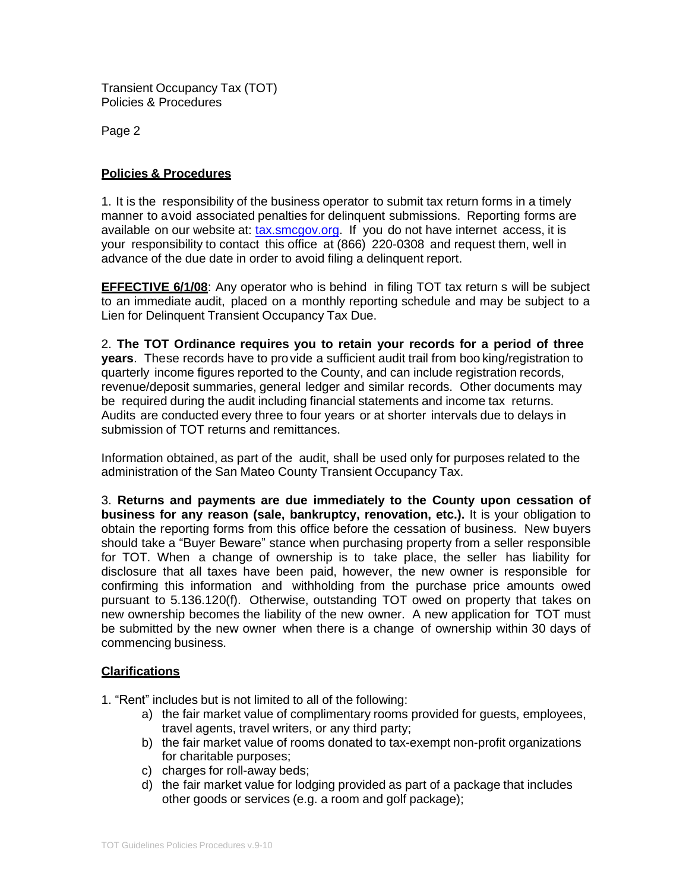## Policies & Procedures

1. It is the responsibility of the business operator to submit tax return forms in a timely manner to avoid associated penalties for delinquent submissions. Reporting forms are available on our website at: [tax.smcgov.org](tax.smcgov.org). If you do not have internet access, it is your responsibility to contact this office at (866) 220-0308 and request them, well in advance of the due date in order to avoid filing a delinquent report.

**EFFECTIVE 6/1/08**: Any operator who is behind in filing TOT tax return s will be subject to an immediate audit, placed on a monthly reporting schedule and may be subject to a Lien for Delinquent Transient Occupancy Tax Due.

2. **The TOT Ordinance requires you to retain your records for a period of three years**. These records have to provide a sufficient audit trail from booking/registration to quarterly income figures reported to the County, and can include registration records, revenue/deposit summaries, general ledger and similar records. Other documents may be required during the audit including financial statements and income tax returns. Audits are conducted every three to four years or at shorter intervals due to delays in submission of TOT returns and remittances.

Information obtained, as part of the audit, shall be used only for purposes related to the administration of the San Mateo County Transient Occupancy Tax.

3. **Returns and payments are due immediately to the County upon cessation of business for any reason (sale, bankruptcy, renovation, etc.).** It is your obligation to obtain the reporting forms from this office before the cessation of business. New buyers should take a "Buyer Beware" stance when purchasing property from a seller responsible for TOT. When a change of ownership is to take place, the seller has liability for disclosure that all taxes have been paid, however, the new owner is responsible for confirming this information and withholding from the purchase price amounts owed pursuant to 5.136.120(f). Otherwise, outstanding TOT owed on property that takes on new ownership becomes the liability of the new owner. A new application for TOT must be submitted by the new owner when there is a change of ownership within 30 days of commencing business.

## Clarifications

1. "Rent" includes but is not limited to all of the following:
   a) the fair market value of complimentary rooms provided for guests, employees, travel agents, travel writers, or any third party;
   b) the fair market value of rooms donated to tax-exempt non-profit organizations for charitable purposes;
   c) charges for roll-away beds;
   d) the fair market value for lodging provided as part of a package that includes other goods or services (e.g. a room and golf package);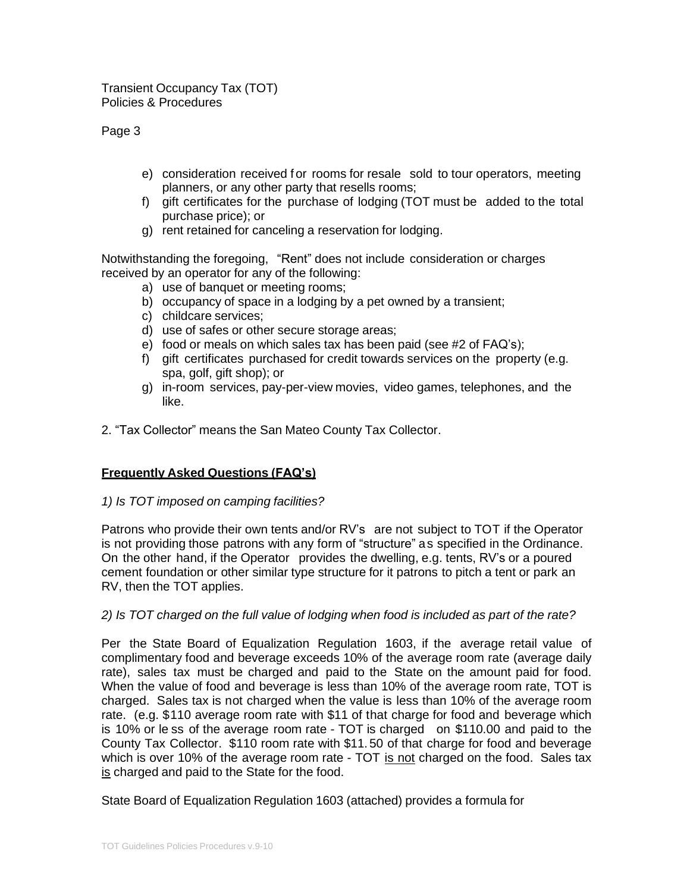e) consideration received for rooms for resale sold to tour operators, meeting planners, or any other party that resells rooms;
f) gift certificates for the purchase of lodging (TOT must be added to the total purchase price); or
g) rent retained for canceling a reservation for lodging.

Notwithstanding the foregoing, "Rent" does not include consideration or charges received by an operator for any of the following:

a) use of banquet or meeting rooms;
b) occupancy of space in a lodging by a pet owned by a transient;
c) childcare services;
d) use of safes or other secure storage areas;
e) food or meals on which sales tax has been paid (see #2 of FAQ's);
f) gift certificates purchased for credit towards services on the property (e.g. spa, golf, gift shop); or
g) in-room services, pay-per-view movies, video games, telephones, and the like.

2. "Tax Collector" means the San Mateo County Tax Collector.

## **Frequently Asked Questions (FAQ's)**

*1) Is TOT imposed on camping facilities?*

Patrons who provide their own tents and/or RV's are not subject to TOT if the Operator is not providing those patrons with any form of "structure" as specified in the Ordinance. On the other hand, if the Operator provides the dwelling, e.g. tents, RV's or a poured cement foundation or other similar type structure for it patrons to pitch a tent or park an RV, then the TOT applies.

*2) Is TOT charged on the full value of lodging when food is included as part of the rate?*

Per the State Board of Equalization Regulation 1603, if the average retail value of complimentary food and beverage exceeds 10% of the average room rate (average daily rate), sales tax must be charged and paid to the State on the amount paid for food. When the value of food and beverage is less than 10% of the average room rate, TOT is charged. Sales tax is not charged when the value is less than 10% of the average room rate. (e.g. \$110 average room rate with \$11 of that charge for food and beverage which is 10% or less of the average room rate - TOT is charged on \$110.00 and paid to the County Tax Collector. \$110 room rate with \$11.50 of that charge for food and beverage which is over 10% of the average room rate - TOT <u>is not</u> charged on the food. Sales tax <u>is</u> charged and paid to the State for the food.

State Board of Equalization Regulation 1603 (attached) provides a formula for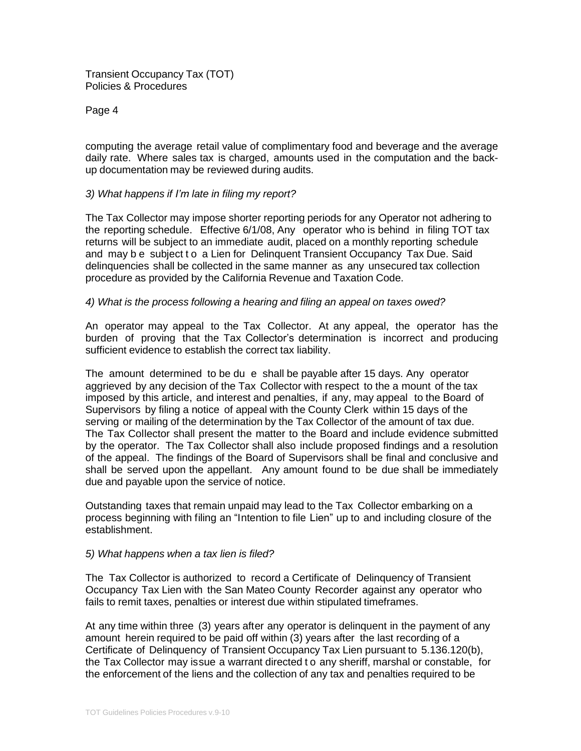computing the average retail value of complimentary food and beverage and the average daily rate. Where sales tax is charged, amounts used in the computation and the back-up documentation may be reviewed during audits.

*3) What happens if I'm late in filing my report?*

The Tax Collector may impose shorter reporting periods for any Operator not adhering to the reporting schedule. Effective 6/1/08, Any operator who is behind in filing TOT tax returns will be subject to an immediate audit, placed on a monthly reporting schedule and may b e subject t o a Lien for Delinquent Transient Occupancy Tax Due. Said delinquencies shall be collected in the same manner as any unsecured tax collection procedure as provided by the California Revenue and Taxation Code.

*4) What is the process following a hearing and filing an appeal on taxes owed?*

An operator may appeal to the Tax Collector. At any appeal, the operator has the burden of proving that the Tax Collector's determination is incorrect and producing sufficient evidence to establish the correct tax liability.

The amount determined to be du e shall be payable after 15 days. Any operator aggrieved by any decision of the Tax Collector with respect to the a mount of the tax imposed by this article, and interest and penalties, if any, may appeal to the Board of Supervisors by filing a notice of appeal with the County Clerk within 15 days of the serving or mailing of the determination by the Tax Collector of the amount of tax due. The Tax Collector shall present the matter to the Board and include evidence submitted by the operator. The Tax Collector shall also include proposed findings and a resolution of the appeal. The findings of the Board of Supervisors shall be final and conclusive and shall be served upon the appellant. Any amount found to be due shall be immediately due and payable upon the service of notice.

Outstanding taxes that remain unpaid may lead to the Tax Collector embarking on a process beginning with filing an "Intention to file Lien" up to and including closure of the establishment.

*5) What happens when a tax lien is filed?*

The Tax Collector is authorized to record a Certificate of Delinquency of Transient Occupancy Tax Lien with the San Mateo County Recorder against any operator who fails to remit taxes, penalties or interest due within stipulated timeframes.

At any time within three (3) years after any operator is delinquent in the payment of any amount herein required to be paid off within (3) years after the last recording of a Certificate of Delinquency of Transient Occupancy Tax Lien pursuant to 5.136.120(b), the Tax Collector may issue a warrant directed t o any sheriff, marshal or constable, for the enforcement of the liens and the collection of any tax and penalties required to be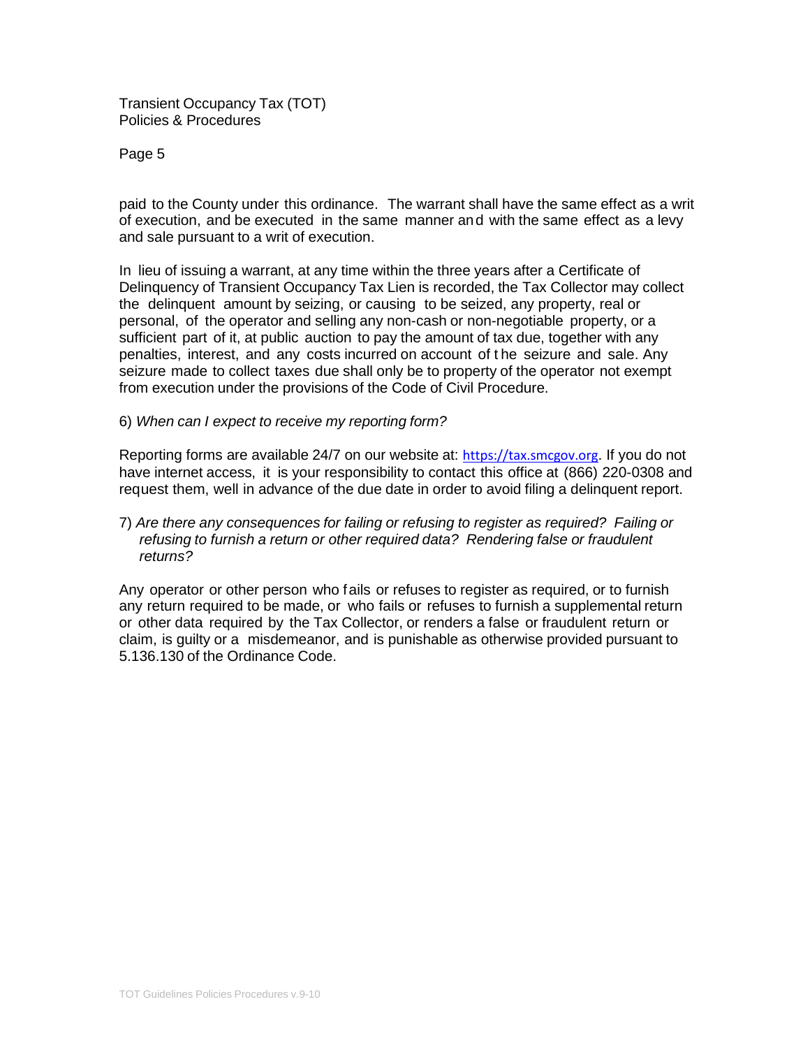paid to the County under this ordinance. The warrant shall have the same effect as a writ of execution, and be executed in the same manner and with the same effect as a levy and sale pursuant to a writ of execution.

In lieu of issuing a warrant, at any time within the three years after a Certificate of Delinquency of Transient Occupancy Tax Lien is recorded, the Tax Collector may collect the delinquent amount by seizing, or causing to be seized, any property, real or personal, of the operator and selling any non-cash or non-negotiable property, or a sufficient part of it, at public auction to pay the amount of tax due, together with any penalties, interest, and any costs incurred on account of the seizure and sale. Any seizure made to collect taxes due shall only be to property of the operator not exempt from execution under the provisions of the Code of Civil Procedure.

6) *When can I expect to receive my reporting form?*

Reporting forms are available 24/7 on our website at: https://tax.smcgov.org. If you do not have internet access, it is your responsibility to contact this office at (866) 220-0308 and request them, well in advance of the due date in order to avoid filing a delinquent report.

7) *Are there any consequences for failing or refusing to register as required? Failing or refusing to furnish a return or other required data? Rendering false or fraudulent returns?*

Any operator or other person who fails or refuses to register as required, or to furnish any return required to be made, or who fails or refuses to furnish a supplemental return or other data required by the Tax Collector, or renders a false or fraudulent return or claim, is guilty or a misdemeanor, and is punishable as otherwise provided pursuant to 5.136.130 of the Ordinance Code.